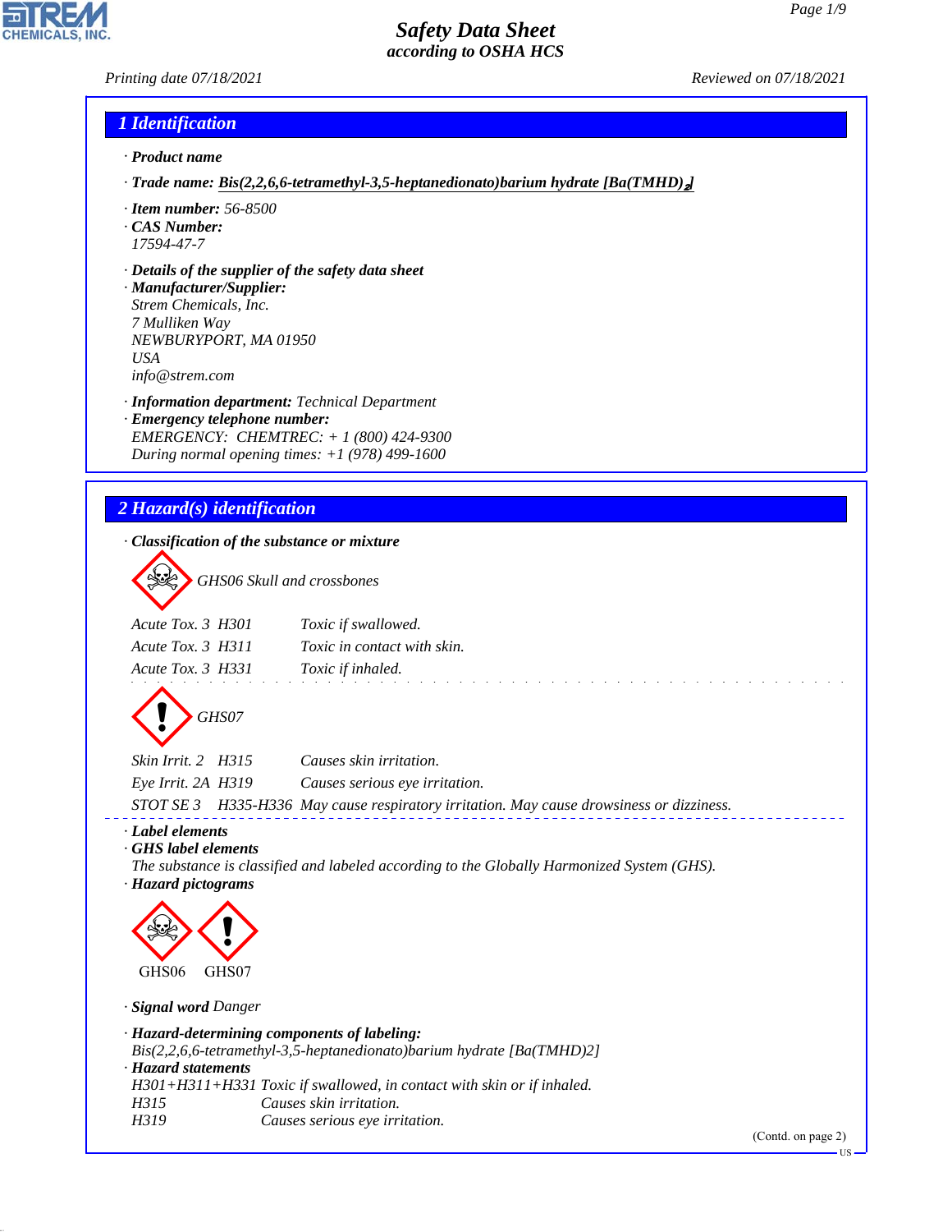# Safety Data Sheet
### according to OSHA HCS

Printing date 07/18/2021 Reviewed on 07/18/2021

## 1 Identification

· **Product name**

· **Trade name:** Bis(2,2,6,6-tetramethyl-3,5-heptanedionato)barium hydrate [Ba(TMHD)$_2$]

· **Item number:** 56-8500
· **CAS Number:**
17594-47-7

· **Details of the supplier of the safety data sheet**
· **Manufacturer/Supplier:**
Strem Chemicals, Inc.
7 Mulliken Way
NEWBURYPORT, MA 01950
USA
info@strem.com

· **Information department:** Technical Department
· **Emergency telephone number:**
EMERGENCY: CHEMTREC: + 1 (800) 424-9300
During normal opening times: +1 (978) 499-1600

## 2 Hazard(s) identification

· **Classification of the substance or mixture**

GHS06 Skull and crossbones

| | | |
|---|---|---|
| Acute Tox. 3 | H301 | Toxic if swallowed. |
| Acute Tox. 3 | H311 | Toxic in contact with skin. |
| Acute Tox. 3 | H331 | Toxic if inhaled. |

GHS07

| | | |
|---|---|---|
| Skin Irrit. 2 | H315 | Causes skin irritation. |
| Eye Irrit. 2A | H319 | Causes serious eye irritation. |
| STOT SE 3 | H335-H336 | May cause respiratory irritation. May cause drowsiness or dizziness. |

· **Label elements**
· **GHS label elements**
The substance is classified and labeled according to the Globally Harmonized System (GHS).
· **Hazard pictograms**

GHS06 GHS07

· **Signal word** Danger

· **Hazard-determining components of labeling:**
Bis(2,2,6,6-tetramethyl-3,5-heptanedionato)barium hydrate [Ba(TMHD)2]
· **Hazard statements**
H301+H311+H331 Toxic if swallowed, in contact with skin or if inhaled.
H315 Causes skin irritation.
H319 Causes serious eye irritation.

(Contd. on page 2)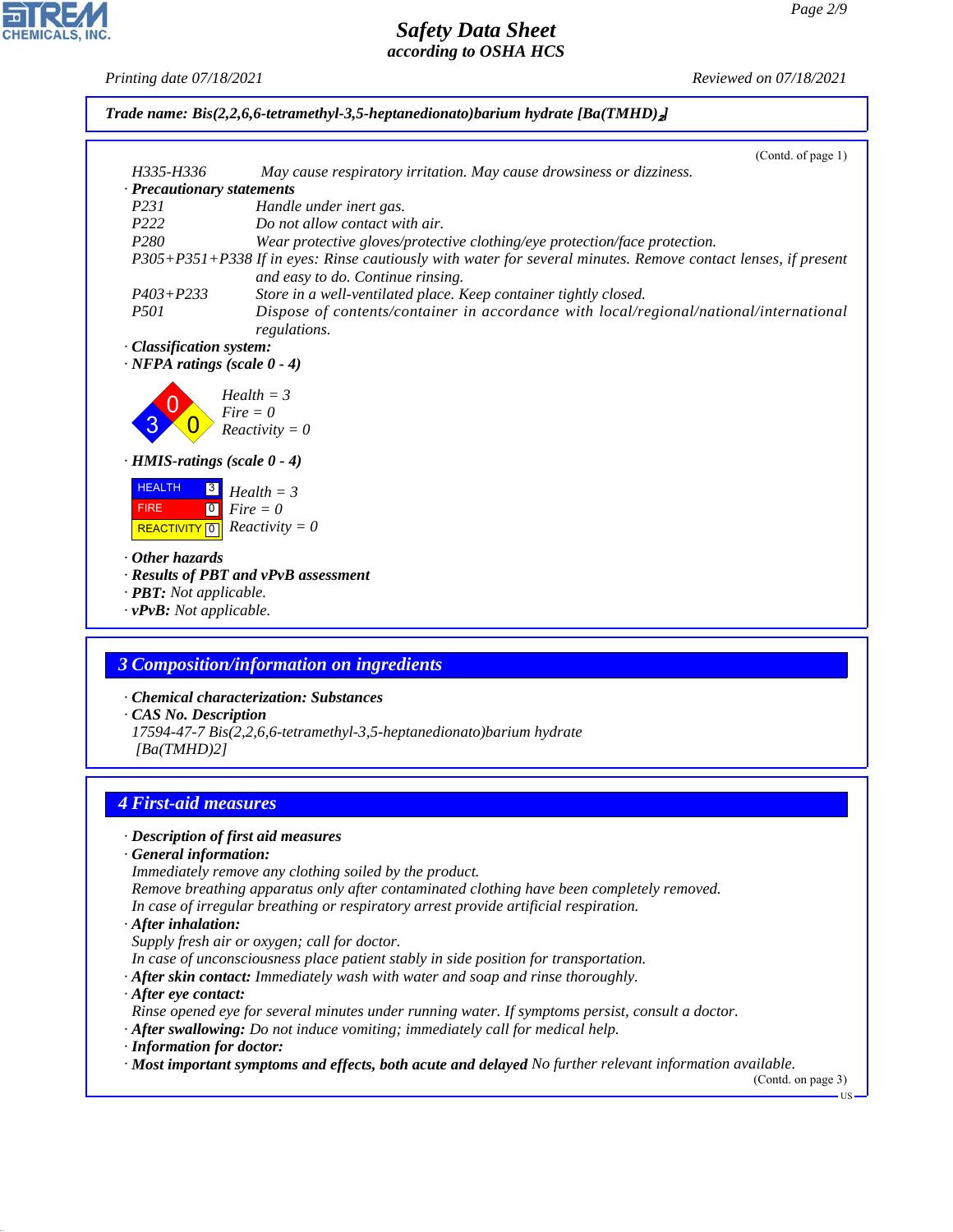**Trade name: Bis(2,2,6,6-tetramethyl-3,5-heptanedionato)barium hydrate [Ba(TMHD)$_2$]**

(Contd. of page 1)

H335-H336 May cause respiratory irritation. May cause drowsiness or dizziness.

· **Precautionary statements**

| | |
|---|---|
| P231 | Handle under inert gas. |
| P222 | Do not allow contact with air. |
| P280 | Wear protective gloves/protective clothing/eye protection/face protection. |
| P305+P351+P338 | If in eyes: Rinse cautiously with water for several minutes. Remove contact lenses, if present and easy to do. Continue rinsing. |
| P403+P233 | Store in a well-ventilated place. Keep container tightly closed. |
| P501 | Dispose of contents/container in accordance with local/regional/national/international regulations. |

· **Classification system:**

· **NFPA ratings (scale 0 - 4)**

Health = 3
Fire = 0
Reactivity = 0

· **HMIS-ratings (scale 0 - 4)**

| | |
|---|---|
| HEALTH | 3 |
| FIRE | 0 |
| REACTIVITY | 0 |

Health = 3
Fire = 0
Reactivity = 0

· **Other hazards**

· **Results of PBT and vPvB assessment**

· **PBT:** Not applicable.

· **vPvB:** Not applicable.

## 3 Composition/information on ingredients

· **Chemical characterization: Substances**

· **CAS No. Description**

17594-47-7 Bis(2,2,6,6-tetramethyl-3,5-heptanedionato)barium hydrate [Ba(TMHD)2]

## 4 First-aid measures

· **Description of first aid measures**

· **General information:**

Immediately remove any clothing soiled by the product.
Remove breathing apparatus only after contaminated clothing have been completely removed.
In case of irregular breathing or respiratory arrest provide artificial respiration.

· **After inhalation:**

Supply fresh air or oxygen; call for doctor.
In case of unconsciousness place patient stably in side position for transportation.

· **After skin contact:** Immediately wash with water and soap and rinse thoroughly.

· **After eye contact:**

Rinse opened eye for several minutes under running water. If symptoms persist, consult a doctor.

· **After swallowing:** Do not induce vomiting; immediately call for medical help.

· **Information for doctor:**

· **Most important symptoms and effects, both acute and delayed** No further relevant information available.

(Contd. on page 3)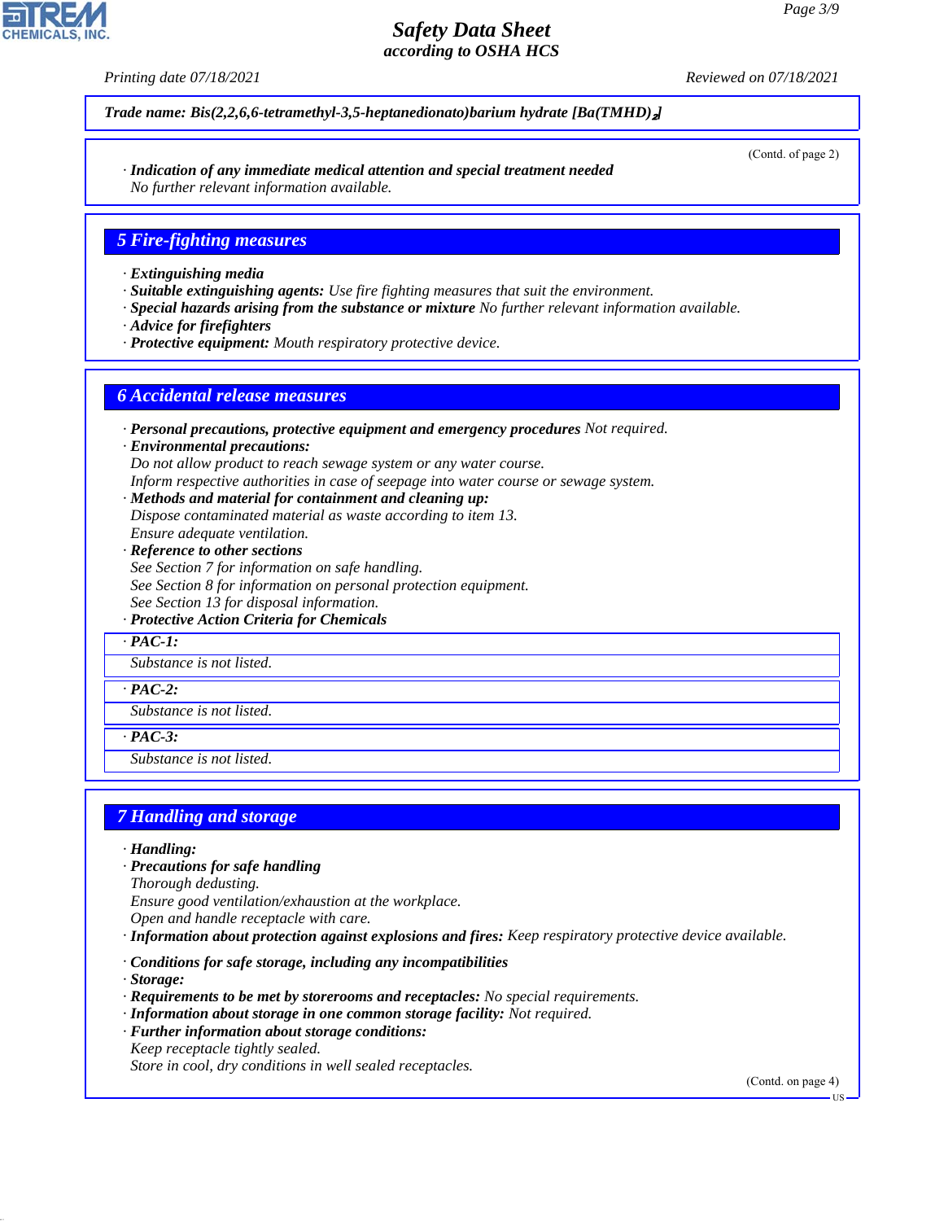**Trade name: Bis(2,2,6,6-tetramethyl-3,5-heptanedionato)barium hydrate [Ba(TMHD)$_2$]**

(Contd. of page 2)

· **Indication of any immediate medical attention and special treatment needed**
No further relevant information available.

## 5 Fire-fighting measures

· **Extinguishing media**
· **Suitable extinguishing agents:** Use fire fighting measures that suit the environment.
· **Special hazards arising from the substance or mixture** No further relevant information available.
· **Advice for firefighters**
· **Protective equipment:** Mouth respiratory protective device.

## 6 Accidental release measures

· **Personal precautions, protective equipment and emergency procedures** Not required.
· **Environmental precautions:**
Do not allow product to reach sewage system or any water course.
Inform respective authorities in case of seepage into water course or sewage system.
· **Methods and material for containment and cleaning up:**
Dispose contaminated material as waste according to item 13.
Ensure adequate ventilation.
· **Reference to other sections**
See Section 7 for information on safe handling.
See Section 8 for information on personal protection equipment.
See Section 13 for disposal information.
· **Protective Action Criteria for Chemicals**

· **PAC-1:**
Substance is not listed.

· **PAC-2:**
Substance is not listed.

· **PAC-3:**
Substance is not listed.

## 7 Handling and storage

· **Handling:**
· **Precautions for safe handling**
Thorough dedusting.
Ensure good ventilation/exhaustion at the workplace.
Open and handle receptacle with care.
· **Information about protection against explosions and fires:** Keep respiratory protective device available.

· **Conditions for safe storage, including any incompatibilities**
· **Storage:**
· **Requirements to be met by storerooms and receptacles:** No special requirements.
· **Information about storage in one common storage facility:** Not required.
· **Further information about storage conditions:**
Keep receptacle tightly sealed.
Store in cool, dry conditions in well sealed receptacles.

(Contd. on page 4)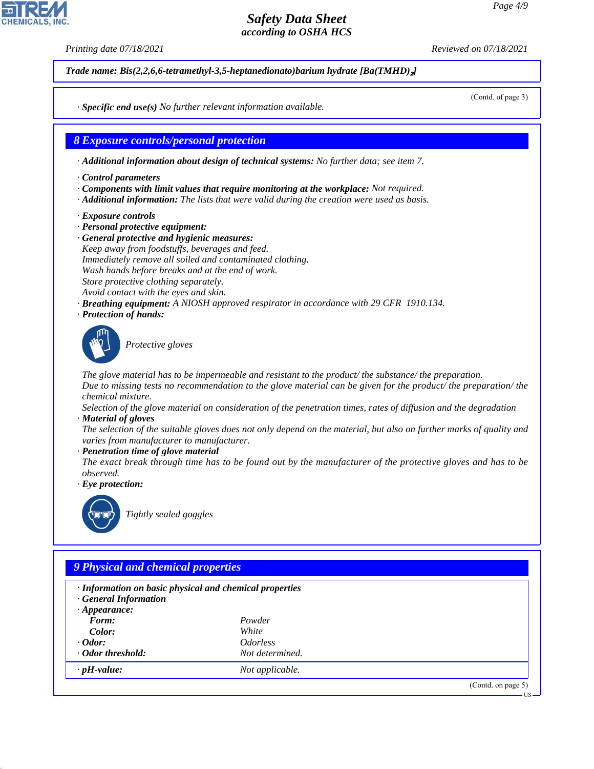**Trade name: Bis(2,2,6,6-tetramethyl-3,5-heptanedionato)barium hydrate [Ba(TMHD)$_2$]**

(Contd. of page 3)

· **Specific end use(s)** No further relevant information available.

## 8 Exposure controls/personal protection

· **Additional information about design of technical systems:** No further data; see item 7.

· **Control parameters**
· **Components with limit values that require monitoring at the workplace:** Not required.
· **Additional information:** The lists that were valid during the creation were used as basis.

· **Exposure controls**
· **Personal protective equipment:**
· **General protective and hygienic measures:**
Keep away from foodstuffs, beverages and feed.
Immediately remove all soiled and contaminated clothing.
Wash hands before breaks and at the end of work.
Store protective clothing separately.
Avoid contact with the eyes and skin.
· **Breathing equipment:** A NIOSH approved respirator in accordance with 29 CFR 1910.134.
· **Protection of hands:**

Protective gloves

The glove material has to be impermeable and resistant to the product/ the substance/ the preparation.
Due to missing tests no recommendation to the glove material can be given for the product/ the preparation/ the chemical mixture.
Selection of the glove material on consideration of the penetration times, rates of diffusion and the degradation
· **Material of gloves**
The selection of the suitable gloves does not only depend on the material, but also on further marks of quality and varies from manufacturer to manufacturer.
· **Penetration time of glove material**
The exact break through time has to be found out by the manufacturer of the protective gloves and has to be observed.
· **Eye protection:**

Tightly sealed goggles

## 9 Physical and chemical properties

· **Information on basic physical and chemical properties**
· **General Information**
· **Appearance:**

| | |
|---|---|
| **Form:** | Powder |
| **Color:** | White |
| · **Odor:** | Odorless |
| · **Odor threshold:** | Not determined. |
| · **pH-value:** | Not applicable. |

(Contd. on page 5)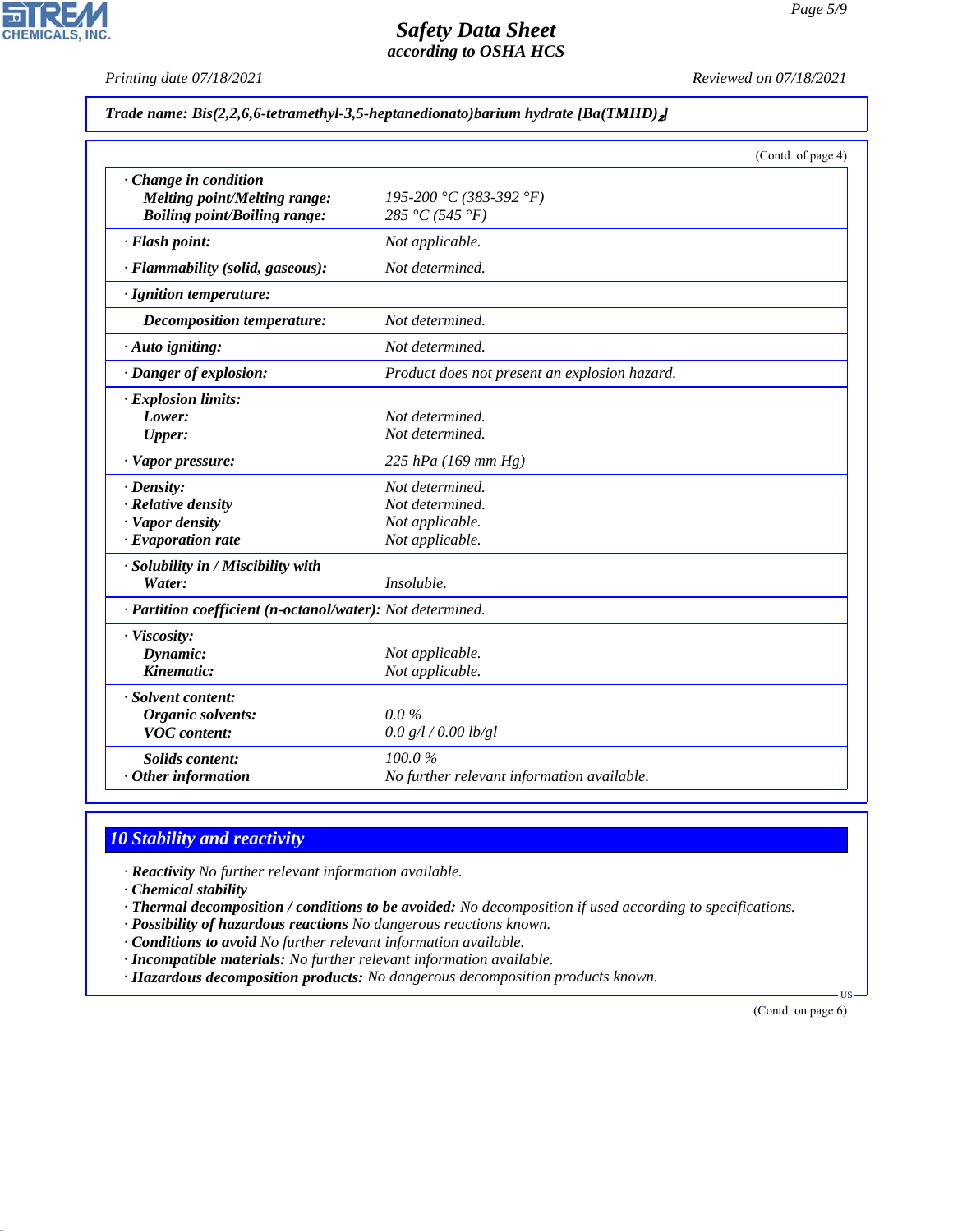Trade name: Bis(2,2,6,6-tetramethyl-3,5-heptanedionato)barium hydrate [Ba(TMHD)$_2$]

(Contd. of page 4)

| | |
|---|---|
| · **Change in condition** | |
| **Melting point/Melting range:** | 195-200 °C (383-392 °F) |
| **Boiling point/Boiling range:** | 285 °C (545 °F) |
| · **Flash point:** | Not applicable. |
| · **Flammability (solid, gaseous):** | Not determined. |
| · **Ignition temperature:** | |
| **Decomposition temperature:** | Not determined. |
| · **Auto igniting:** | Not determined. |
| · **Danger of explosion:** | Product does not present an explosion hazard. |
| · **Explosion limits:** | |
| **Lower:** | Not determined. |
| **Upper:** | Not determined. |
| · **Vapor pressure:** | 225 hPa (169 mm Hg) |
| · **Density:** | Not determined. |
| · **Relative density** | Not determined. |
| · **Vapor density** | Not applicable. |
| · **Evaporation rate** | Not applicable. |
| · **Solubility in / Miscibility with** | |
| **Water:** | Insoluble. |
| · **Partition coefficient (n-octanol/water):** | Not determined. |
| · **Viscosity:** | |
| **Dynamic:** | Not applicable. |
| **Kinematic:** | Not applicable. |
| · **Solvent content:** | |
| **Organic solvents:** | 0.0 % |
| **VOC content:** | 0.0 g/l / 0.00 lb/gl |
| **Solids content:** | 100.0 % |
| · **Other information** | No further relevant information available. |

## 10 Stability and reactivity

· **Reactivity** No further relevant information available.
· **Chemical stability**
· **Thermal decomposition / conditions to be avoided:** No decomposition if used according to specifications.
· **Possibility of hazardous reactions** No dangerous reactions known.
· **Conditions to avoid** No further relevant information available.
· **Incompatible materials:** No further relevant information available.
· **Hazardous decomposition products:** No dangerous decomposition products known.

(Contd. on page 6)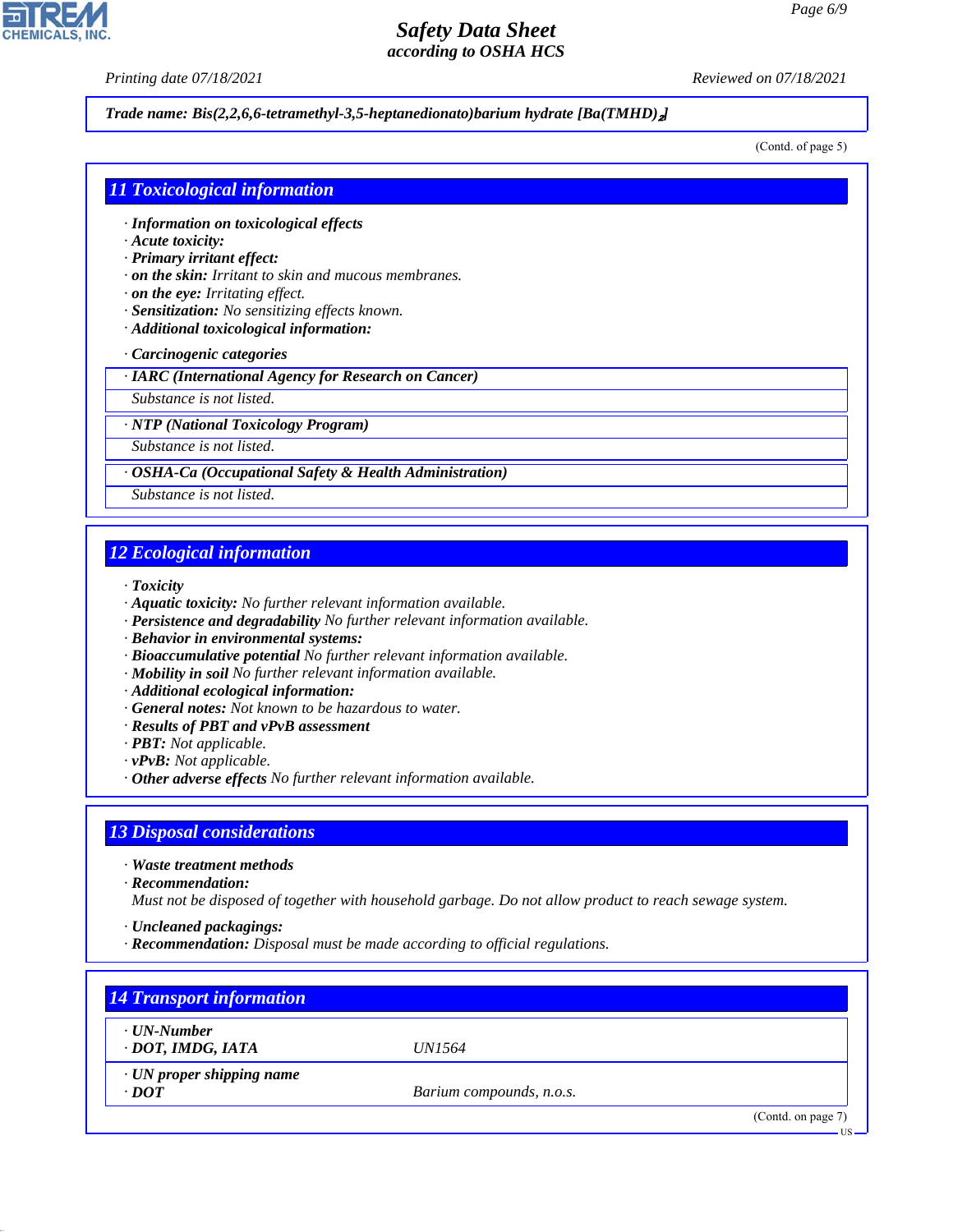Trade name: Bis(2,2,6,6-tetramethyl-3,5-heptanedionato)barium hydrate [Ba(TMHD)$_2$]

(Contd. of page 5)

## 11 Toxicological information

- **Information on toxicological effects**
- **Acute toxicity:**
- **Primary irritant effect:**
- **on the skin:** Irritant to skin and mucous membranes.
- **on the eye:** Irritating effect.
- **Sensitization:** No sensitizing effects known.
- **Additional toxicological information:**

- **Carcinogenic categories**

| · IARC (International Agency for Research on Cancer) |
|---|
| Substance is not listed. |

| · NTP (National Toxicology Program) |
|---|
| Substance is not listed. |

| · OSHA-Ca (Occupational Safety & Health Administration) |
|---|
| Substance is not listed. |

## 12 Ecological information

- **Toxicity**
- **Aquatic toxicity:** No further relevant information available.
- **Persistence and degradability** No further relevant information available.
- **Behavior in environmental systems:**
- **Bioaccumulative potential** No further relevant information available.
- **Mobility in soil** No further relevant information available.
- **Additional ecological information:**
- **General notes:** Not known to be hazardous to water.
- **Results of PBT and vPvB assessment**
- **PBT:** Not applicable.
- **vPvB:** Not applicable.
- **Other adverse effects** No further relevant information available.

## 13 Disposal considerations

- **Waste treatment methods**
- **Recommendation:**
  Must not be disposed of together with household garbage. Do not allow product to reach sewage system.

- **Uncleaned packagings:**
- **Recommendation:** Disposal must be made according to official regulations.

## 14 Transport information

| | |
|---|---|
| · **UN-Number** | |
| · **DOT, IMDG, IATA** | UN1564 |
| · **UN proper shipping name** | |
| · **DOT** | Barium compounds, n.o.s. |

(Contd. on page 7)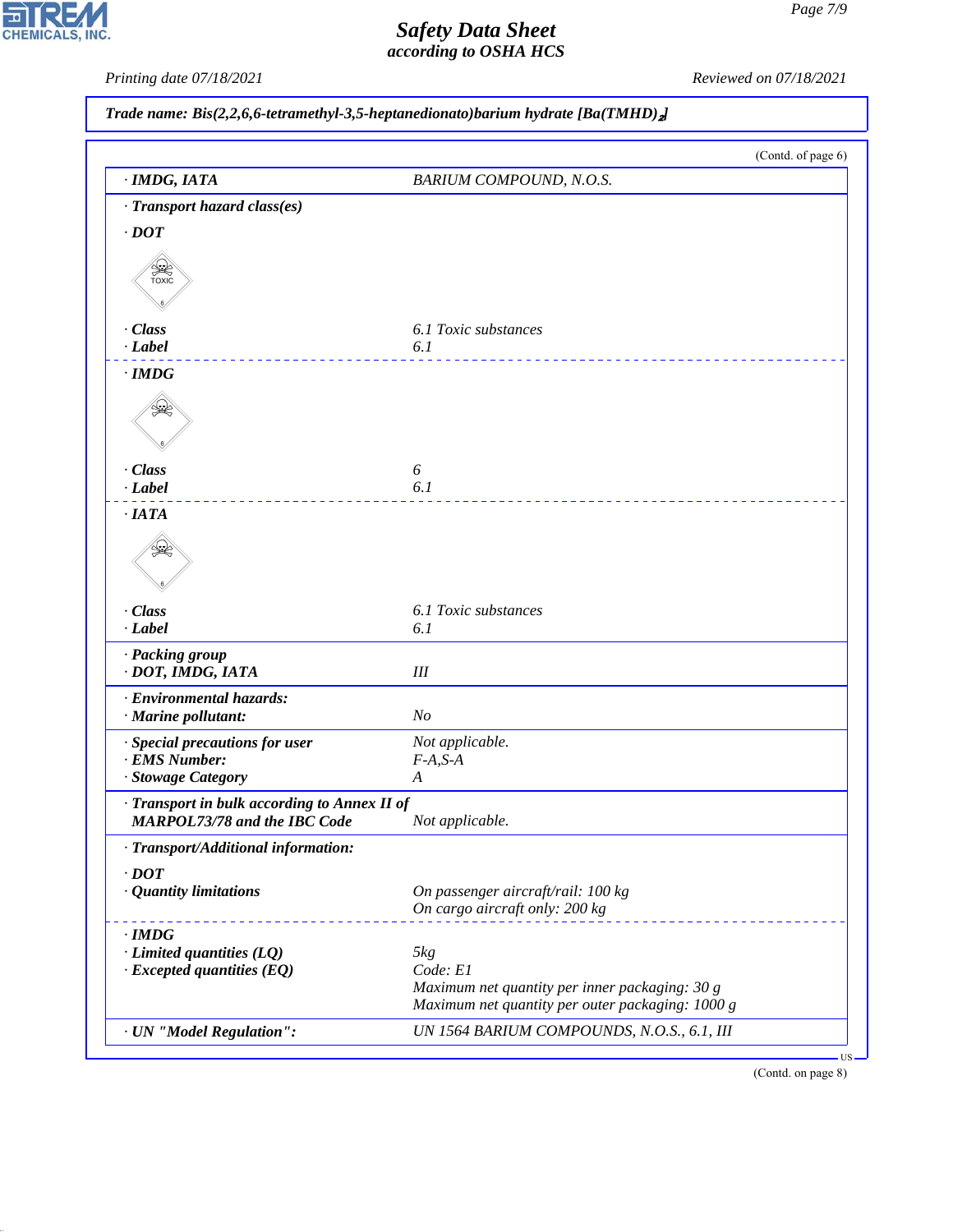**Safety Data Sheet**
*according to OSHA HCS*

Printing date 07/18/2021 Reviewed on 07/18/2021

**Trade name: Bis(2,2,6,6-tetramethyl-3,5-heptanedionato)barium hydrate [Ba(TMHD)$_2$]**

(Contd. of page 6)

| | |
|---|---|
| · **IMDG, IATA** | BARIUM COMPOUND, N.O.S. |
| · **Transport hazard class(es)** | |
| · **DOT** | |
| · **Class** | 6.1 Toxic substances |
| · **Label** | 6.1 |
| · **IMDG** | |
| · **Class** | 6 |
| · **Label** | 6.1 |
| · **IATA** | |
| · **Class** | 6.1 Toxic substances |
| · **Label** | 6.1 |
| · **Packing group** | |
| · **DOT, IMDG, IATA** | III |
| · **Environmental hazards:** | |
| · **Marine pollutant:** | No |
| · **Special precautions for user** | Not applicable. |
| · **EMS Number:** | F-A,S-A |
| · **Stowage Category** | A |
| · **Transport in bulk according to Annex II of MARPOL73/78 and the IBC Code** | Not applicable. |
| · **Transport/Additional information:** | |
| · **DOT** | |
| · **Quantity limitations** | On passenger aircraft/rail: 100 kg<br>On cargo aircraft only: 200 kg |
| · **IMDG** | |
| · **Limited quantities (LQ)** | 5kg |
| · **Excepted quantities (EQ)** | Code: E1<br>Maximum net quantity per inner packaging: 30 g<br>Maximum net quantity per outer packaging: 1000 g |
| · **UN "Model Regulation":** | UN 1564 BARIUM COMPOUNDS, N.O.S., 6.1, III |

(Contd. on page 8)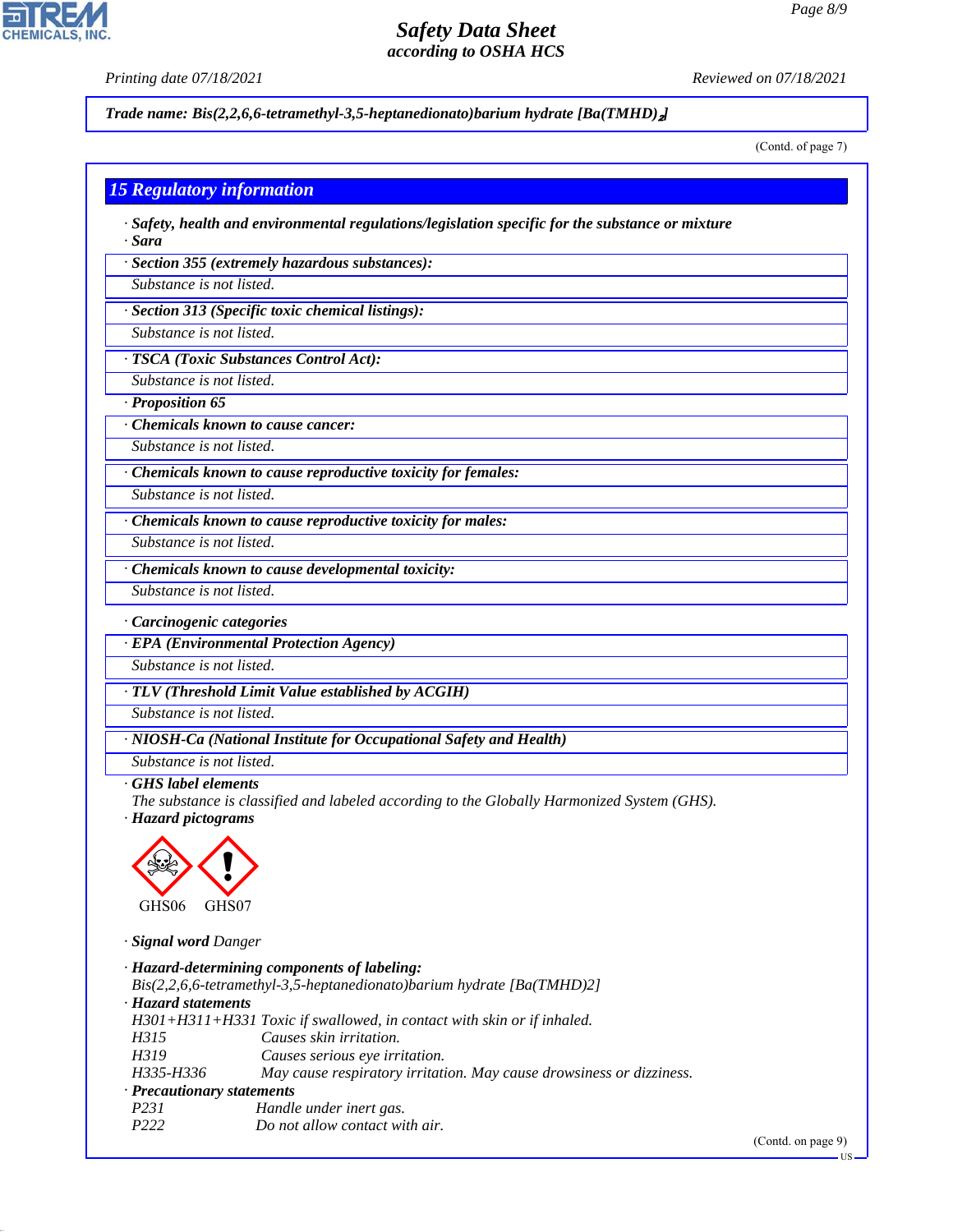Trade name: Bis(2,2,6,6-tetramethyl-3,5-heptanedionato)barium hydrate [Ba(TMHD)$_2$]

(Contd. of page 7)

## 15 Regulatory information

· **Safety, health and environmental regulations/legislation specific for the substance or mixture**
· **Sara**

· **Section 355 (extremely hazardous substances):**
Substance is not listed.

· **Section 313 (Specific toxic chemical listings):**
Substance is not listed.

· **TSCA (Toxic Substances Control Act):**
Substance is not listed.

· **Proposition 65**

· **Chemicals known to cause cancer:**
Substance is not listed.

· **Chemicals known to cause reproductive toxicity for females:**
Substance is not listed.

· **Chemicals known to cause reproductive toxicity for males:**
Substance is not listed.

· **Chemicals known to cause developmental toxicity:**
Substance is not listed.

· **Carcinogenic categories**

· **EPA (Environmental Protection Agency)**
Substance is not listed.

· **TLV (Threshold Limit Value established by ACGIH)**
Substance is not listed.

· **NIOSH-Ca (National Institute for Occupational Safety and Health)**
Substance is not listed.

· **GHS label elements**
The substance is classified and labeled according to the Globally Harmonized System (GHS).

· **Hazard pictograms**

GHS06 GHS07

· **Signal word** Danger

· **Hazard-determining components of labeling:**
Bis(2,2,6,6-tetramethyl-3,5-heptanedionato)barium hydrate [Ba(TMHD)2]

· **Hazard statements**
H301+H311+H331 Toxic if swallowed, in contact with skin or if inhaled.
H315 Causes skin irritation.
H319 Causes serious eye irritation.
H335-H336 May cause respiratory irritation. May cause drowsiness or dizziness.

· **Precautionary statements**
P231 Handle under inert gas.
P222 Do not allow contact with air.

(Contd. on page 9)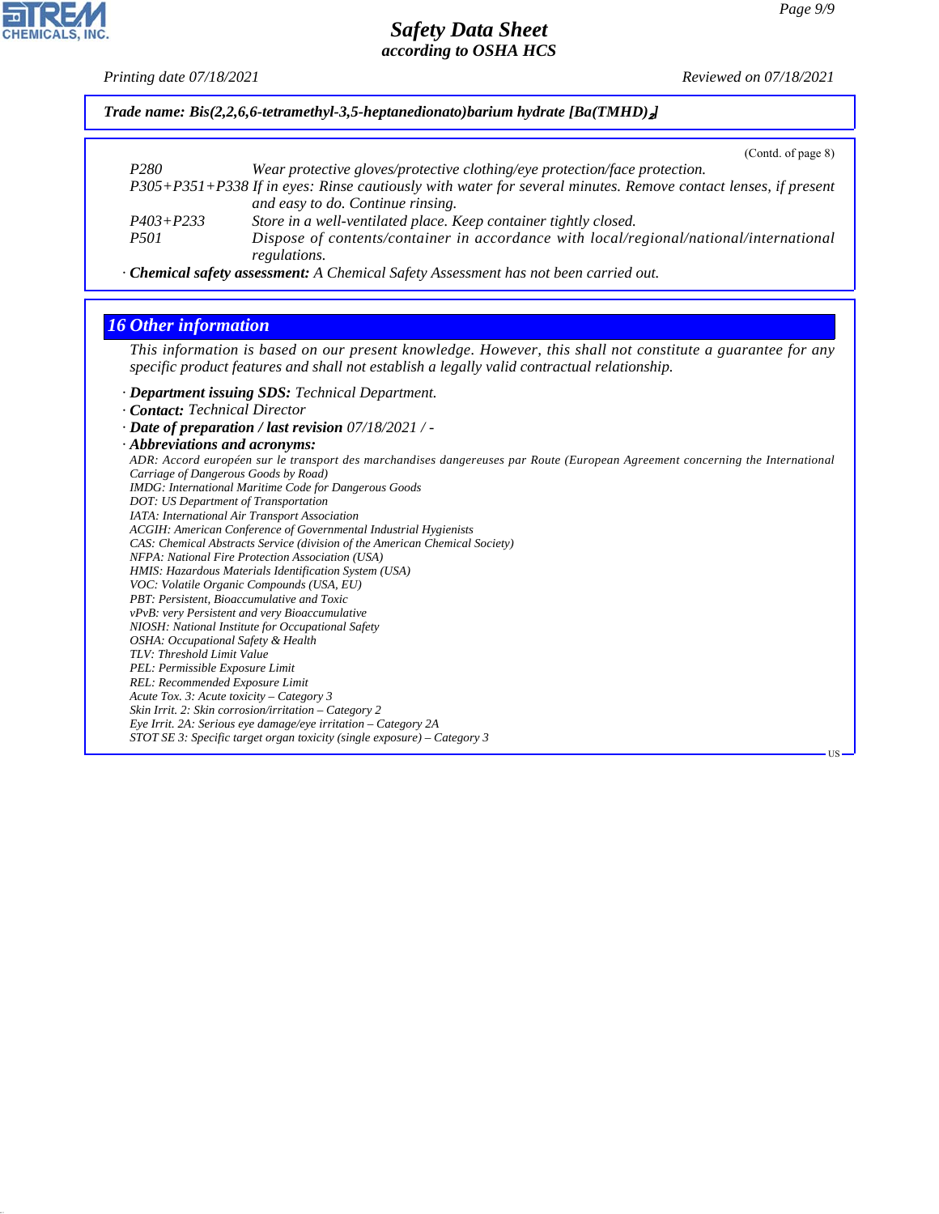**Trade name: Bis(2,2,6,6-tetramethyl-3,5-heptanedionato)barium hydrate [Ba(TMHD)$_2$]**

(Contd. of page 8)

| | |
|---|---|
| P280 | Wear protective gloves/protective clothing/eye protection/face protection. |
| P305+P351+P338 | If in eyes: Rinse cautiously with water for several minutes. Remove contact lenses, if present and easy to do. Continue rinsing. |
| P403+P233 | Store in a well-ventilated place. Keep container tightly closed. |
| P501 | Dispose of contents/container in accordance with local/regional/national/international regulations. |

· **Chemical safety assessment:** A Chemical Safety Assessment has not been carried out.

## 16 Other information

This information is based on our present knowledge. However, this shall not constitute a guarantee for any specific product features and shall not establish a legally valid contractual relationship.

· **Department issuing SDS:** Technical Department.
· **Contact:** Technical Director
· **Date of preparation / last revision** 07/18/2021 / -
· **Abbreviations and acronyms:**

ADR: Accord européen sur le transport des marchandises dangereuses par Route (European Agreement concerning the International Carriage of Dangerous Goods by Road)
IMDG: International Maritime Code for Dangerous Goods
DOT: US Department of Transportation
IATA: International Air Transport Association
ACGIH: American Conference of Governmental Industrial Hygienists
CAS: Chemical Abstracts Service (division of the American Chemical Society)
NFPA: National Fire Protection Association (USA)
HMIS: Hazardous Materials Identification System (USA)
VOC: Volatile Organic Compounds (USA, EU)
PBT: Persistent, Bioaccumulative and Toxic
vPvB: very Persistent and very Bioaccumulative
NIOSH: National Institute for Occupational Safety
OSHA: Occupational Safety & Health
TLV: Threshold Limit Value
PEL: Permissible Exposure Limit
REL: Recommended Exposure Limit
Acute Tox. 3: Acute toxicity – Category 3
Skin Irrit. 2: Skin corrosion/irritation – Category 2
Eye Irrit. 2A: Serious eye damage/eye irritation – Category 2A
STOT SE 3: Specific target organ toxicity (single exposure) – Category 3